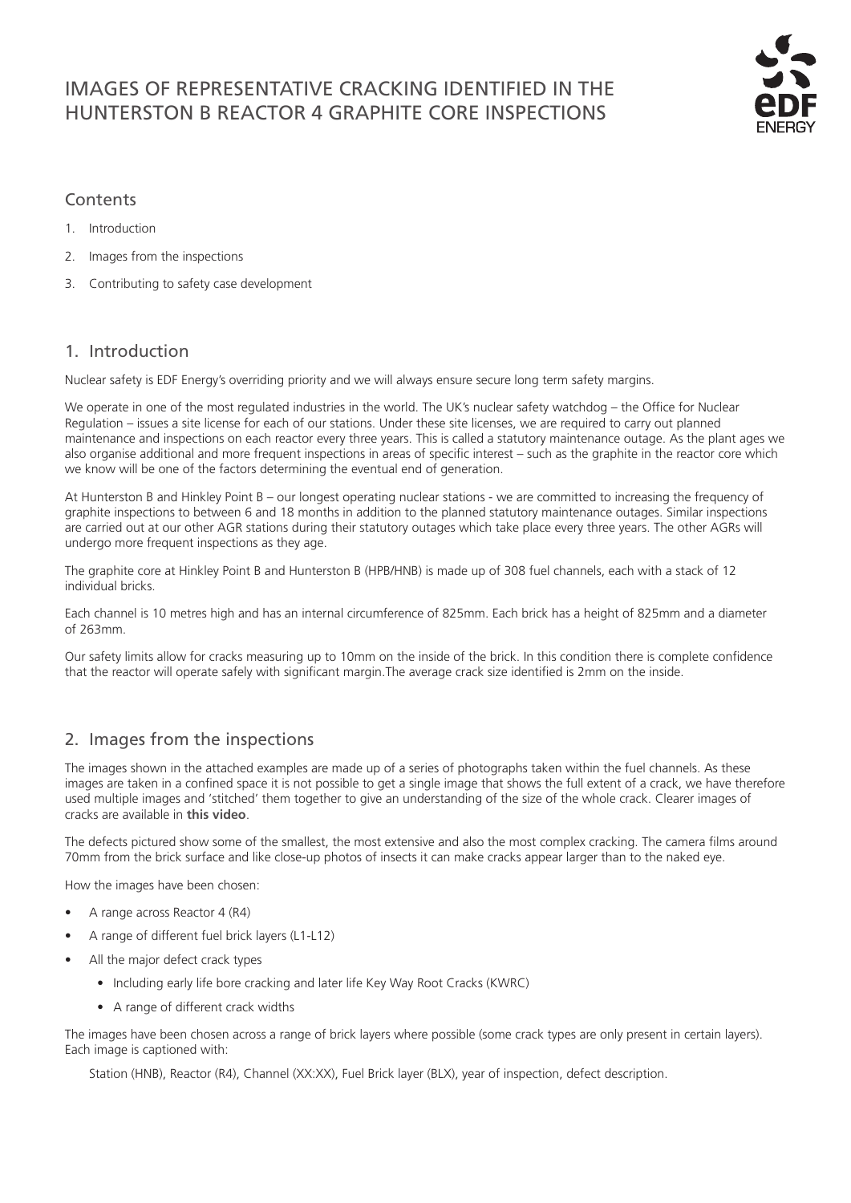# IMAGES OF REPRESENTATIVE CRACKING IDENTIFIED IN THE HUNTERSTON B REACTOR 4 GRAPHITE CORE INSPECTIONS

## Contents

1. Introduction
2. Images from the inspections
3. Contributing to safety case development

## 1. Introduction

Nuclear safety is EDF Energy's overriding priority and we will always ensure secure long term safety margins.

We operate in one of the most regulated industries in the world. The UK's nuclear safety watchdog – the Office for Nuclear Regulation – issues a site license for each of our stations. Under these site licenses, we are required to carry out planned maintenance and inspections on each reactor every three years. This is called a statutory maintenance outage. As the plant ages we also organise additional and more frequent inspections in areas of specific interest – such as the graphite in the reactor core which we know will be one of the factors determining the eventual end of generation.

At Hunterston B and Hinkley Point B – our longest operating nuclear stations - we are committed to increasing the frequency of graphite inspections to between 6 and 18 months in addition to the planned statutory maintenance outages. Similar inspections are carried out at our other AGR stations during their statutory outages which take place every three years. The other AGRs will undergo more frequent inspections as they age.

The graphite core at Hinkley Point B and Hunterston B (HPB/HNB) is made up of 308 fuel channels, each with a stack of 12 individual bricks.

Each channel is 10 metres high and has an internal circumference of 825mm. Each brick has a height of 825mm and a diameter of 263mm.

Our safety limits allow for cracks measuring up to 10mm on the inside of the brick. In this condition there is complete confidence that the reactor will operate safely with significant margin.The average crack size identified is 2mm on the inside.

## 2. Images from the inspections

The images shown in the attached examples are made up of a series of photographs taken within the fuel channels. As these images are taken in a confined space it is not possible to get a single image that shows the full extent of a crack, we have therefore used multiple images and 'stitched' them together to give an understanding of the size of the whole crack. Clearer images of cracks are available in **this video**.

The defects pictured show some of the smallest, the most extensive and also the most complex cracking. The camera films around 70mm from the brick surface and like close-up photos of insects it can make cracks appear larger than to the naked eye.

How the images have been chosen:

- A range across Reactor 4 (R4)
- A range of different fuel brick layers (L1-L12)
- All the major defect crack types
  - Including early life bore cracking and later life Key Way Root Cracks (KWRC)
  - A range of different crack widths

The images have been chosen across a range of brick layers where possible (some crack types are only present in certain layers). Each image is captioned with:

Station (HNB), Reactor (R4), Channel (XX:XX), Fuel Brick layer (BLX), year of inspection, defect description.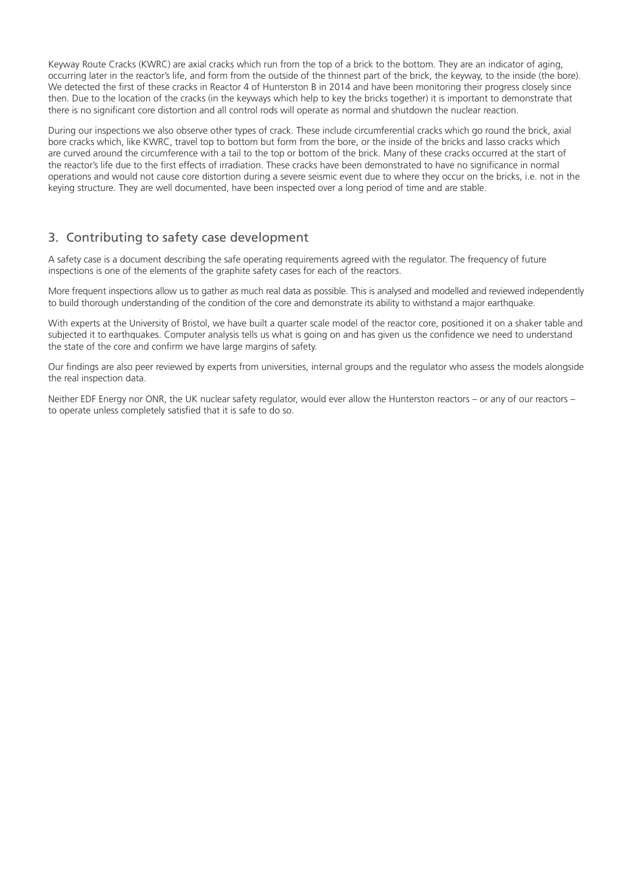Keyway Route Cracks (KWRC) are axial cracks which run from the top of a brick to the bottom. They are an indicator of aging, occurring later in the reactor's life, and form from the outside of the thinnest part of the brick, the keyway, to the inside (the bore). We detected the first of these cracks in Reactor 4 of Hunterston B in 2014 and have been monitoring their progress closely since then. Due to the location of the cracks (in the keyways which help to key the bricks together) it is important to demonstrate that there is no significant core distortion and all control rods will operate as normal and shutdown the nuclear reaction.

During our inspections we also observe other types of crack. These include circumferential cracks which go round the brick, axial bore cracks which, like KWRC, travel top to bottom but form from the bore, or the inside of the bricks and lasso cracks which are curved around the circumference with a tail to the top or bottom of the brick. Many of these cracks occurred at the start of the reactor's life due to the first effects of irradiation. These cracks have been demonstrated to have no significance in normal operations and would not cause core distortion during a severe seismic event due to where they occur on the bricks, i.e. not in the keying structure. They are well documented, have been inspected over a long period of time and are stable.

## 3. Contributing to safety case development

A safety case is a document describing the safe operating requirements agreed with the regulator. The frequency of future inspections is one of the elements of the graphite safety cases for each of the reactors.

More frequent inspections allow us to gather as much real data as possible. This is analysed and modelled and reviewed independently to build thorough understanding of the condition of the core and demonstrate its ability to withstand a major earthquake.

With experts at the University of Bristol, we have built a quarter scale model of the reactor core, positioned it on a shaker table and subjected it to earthquakes. Computer analysis tells us what is going on and has given us the confidence we need to understand the state of the core and confirm we have large margins of safety.

Our findings are also peer reviewed by experts from universities, internal groups and the regulator who assess the models alongside the real inspection data.

Neither EDF Energy nor ONR, the UK nuclear safety regulator, would ever allow the Hunterston reactors – or any of our reactors – to operate unless completely satisfied that it is safe to do so.